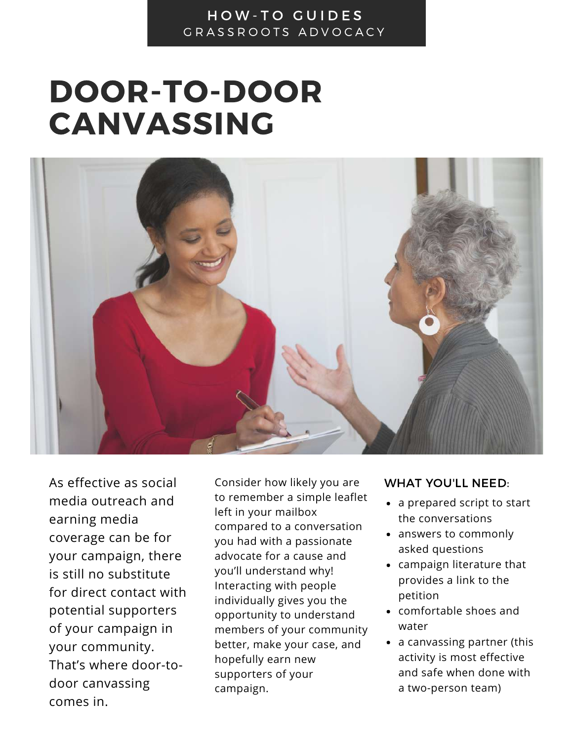HOW-TO GUIDES
GRASSROOTS ADVOCACY

# DOOR-TO-DOOR CANVASSING

As effective as social media outreach and earning media coverage can be for your campaign, there is still no substitute for direct contact with potential supporters of your campaign in your community. That's where door-to-door canvassing comes in.

Consider how likely you are to remember a simple leaflet left in your mailbox compared to a conversation you had with a passionate advocate for a cause and you'll understand why! Interacting with people individually gives you the opportunity to understand members of your community better, make your case, and hopefully earn new supporters of your campaign.

## WHAT YOU'LL NEED:

- a prepared script to start the conversations
- answers to commonly asked questions
- campaign literature that provides a link to the petition
- comfortable shoes and water
- a canvassing partner (this activity is most effective and safe when done with a two-person team)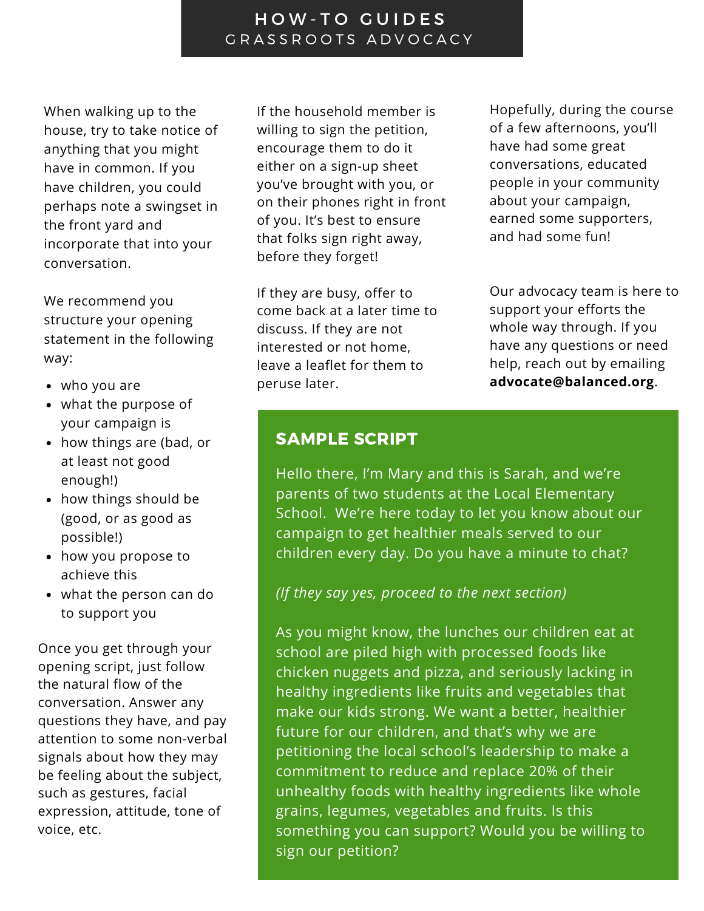When walking up to the house, try to take notice of anything that you might have in common. If you have children, you could perhaps note a swingset in the front yard and incorporate that into your conversation.

We recommend you structure your opening statement in the following way:

- who you are
- what the purpose of your campaign is
- how things are (bad, or at least not good enough!)
- how things should be (good, or as good as possible!)
- how you propose to achieve this
- what the person can do to support you

Once you get through your opening script, just follow the natural flow of the conversation. Answer any questions they have, and pay attention to some non-verbal signals about how they may be feeling about the subject, such as gestures, facial expression, attitude, tone of voice, etc.

If the household member is willing to sign the petition, encourage them to do it either on a sign-up sheet you've brought with you, or on their phones right in front of you. It's best to ensure that folks sign right away, before they forget!

If they are busy, offer to come back at a later time to discuss. If they are not interested or not home, leave a leaflet for them to peruse later.

## SAMPLE SCRIPT

Hello there, I'm Mary and this is Sarah, and we're parents of two students at the Local Elementary School. We're here today to let you know about our campaign to get healthier meals served to our children every day. Do you have a minute to chat?

*(If they say yes, proceed to the next section)*

As you might know, the lunches our children eat at school are piled high with processed foods like chicken nuggets and pizza, and seriously lacking in healthy ingredients like fruits and vegetables that make our kids strong. We want a better, healthier future for our children, and that's why we are petitioning the local school's leadership to make a commitment to reduce and replace 20% of their unhealthy foods with healthy ingredients like whole grains, legumes, vegetables and fruits. Is this something you can support? Would you be willing to sign our petition?

Hopefully, during the course of a few afternoons, you'll have had some great conversations, educated people in your community about your campaign, earned some supporters, and had some fun!

Our advocacy team is here to support your efforts the whole way through. If you have any questions or need help, reach out by emailing **advocate@balanced.org**.